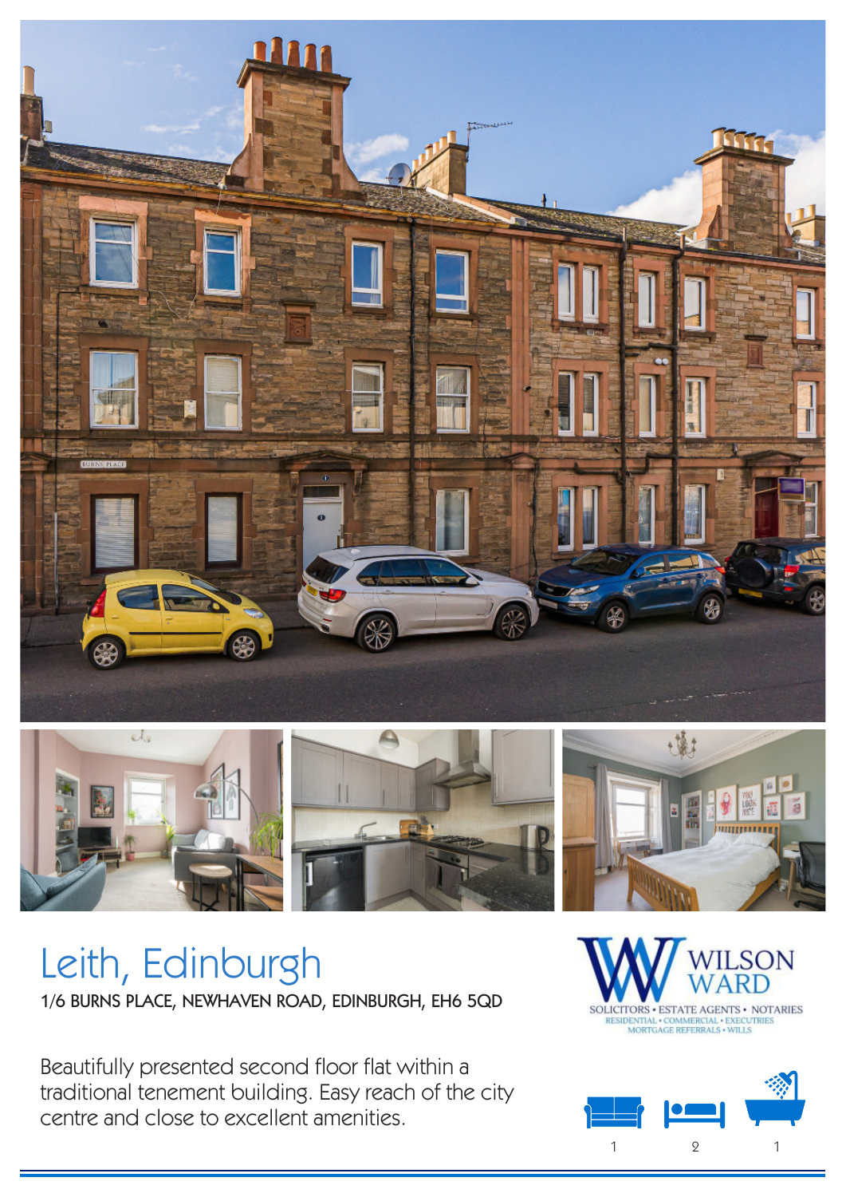# Leith, Edinburgh

**1/6 BURNS PLACE, NEWHAVEN ROAD, EDINBURGH, EH6 5QD**

WILSON WARD

SOLICITORS • ESTATE AGENTS • NOTARIES
RESIDENTIAL • COMMERCIAL • EXECUTRIES
MORTGAGE REFERRALS • WILLS

Beautifully presented second floor flat within a traditional tenement building. Easy reach of the city centre and close to excellent amenities.

1 &nbsp;&nbsp; 2 &nbsp;&nbsp; 1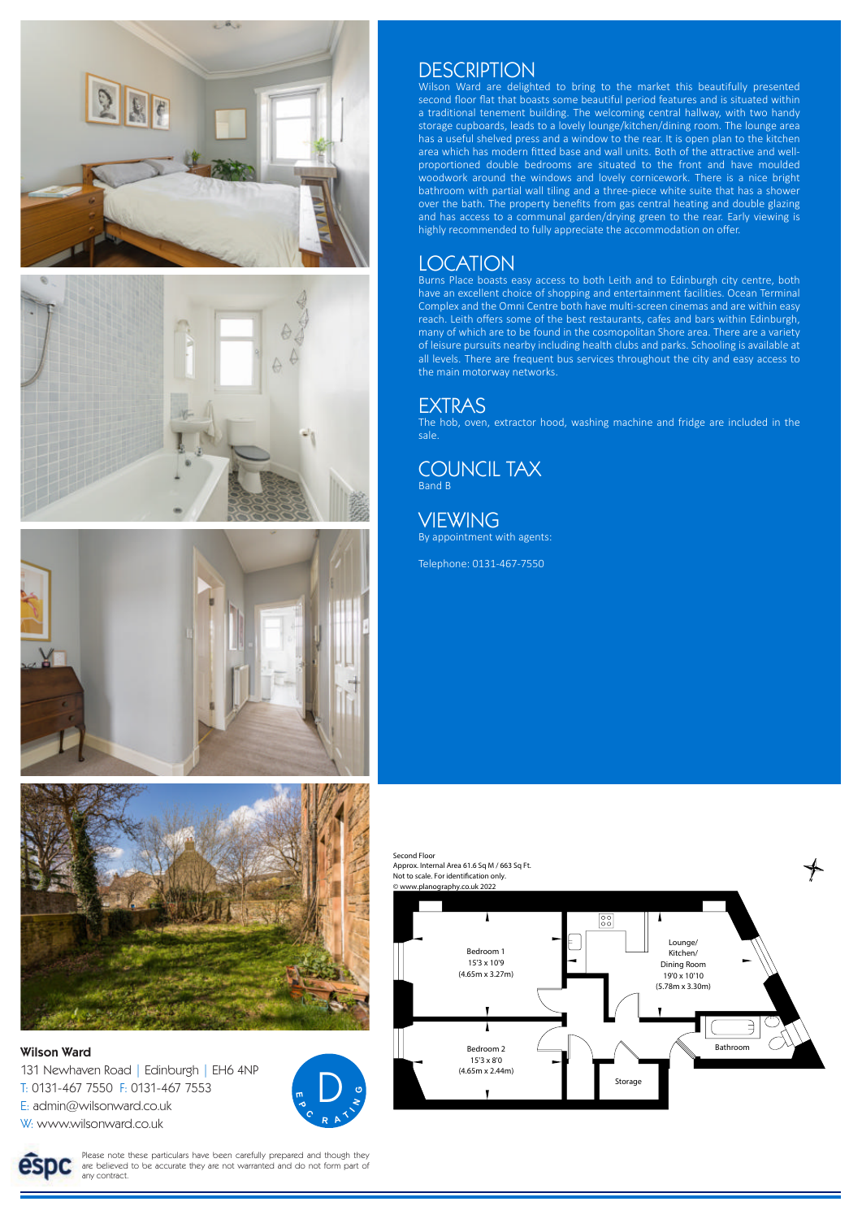## DESCRIPTION

Wilson Ward are delighted to bring to the market this beautifully presented second floor flat that boasts some beautiful period features and is situated within a traditional tenement building. The welcoming central hallway, with two handy storage cupboards, leads to a lovely lounge/kitchen/dining room. The lounge area has a useful shelved press and a window to the rear. It is open plan to the kitchen area which has modern fitted base and wall units. Both of the attractive and well-proportioned double bedrooms are situated to the front and have moulded woodwork around the windows and lovely cornicework. There is a nice bright bathroom with partial wall tiling and a three-piece white suite that has a shower over the bath. The property benefits from gas central heating and double glazing and has access to a communal garden/drying green to the rear. Early viewing is highly recommended to fully appreciate the accommodation on offer.

## LOCATION

Burns Place boasts easy access to both Leith and to Edinburgh city centre, both have an excellent choice of shopping and entertainment facilities. Ocean Terminal Complex and the Omni Centre both have multi-screen cinemas and are within easy reach. Leith offers some of the best restaurants, cafes and bars within Edinburgh, many of which are to be found in the cosmopolitan Shore area. There are a variety of leisure pursuits nearby including health clubs and parks. Schooling is available at all levels. There are frequent bus services throughout the city and easy access to the main motorway networks.

## EXTRAS

The hob, oven, extractor hood, washing machine and fridge are included in the sale.

## COUNCIL TAX

Band B

## VIEWING

By appointment with agents:

Telephone: 0131-467-7550

Second Floor
Approx. Internal Area 61.6 Sq M / 663 Sq Ft.
Not to scale. For identification only.
© www.planography.co.uk 2022

Bedroom 1
15'3 x 10'9
(4.65m x 3.27m)

Lounge/
Kitchen/
Dining Room
19'0 x 10'10
(5.78m x 3.30m)

Bedroom 2
15'3 x 8'0
(4.65m x 2.44m)

Bathroom

Storage

**Wilson Ward**
131 Newhaven Road | Edinburgh | EH6 4NP
T: 0131-467 7550 F: 0131-467 7553
E: admin@wilsonward.co.uk
W: www.wilsonward.co.uk

EPC RATING D

Please note these particulars have been carefully prepared and though they are believed to be accurate they are not warranted and do not form part of any contract.